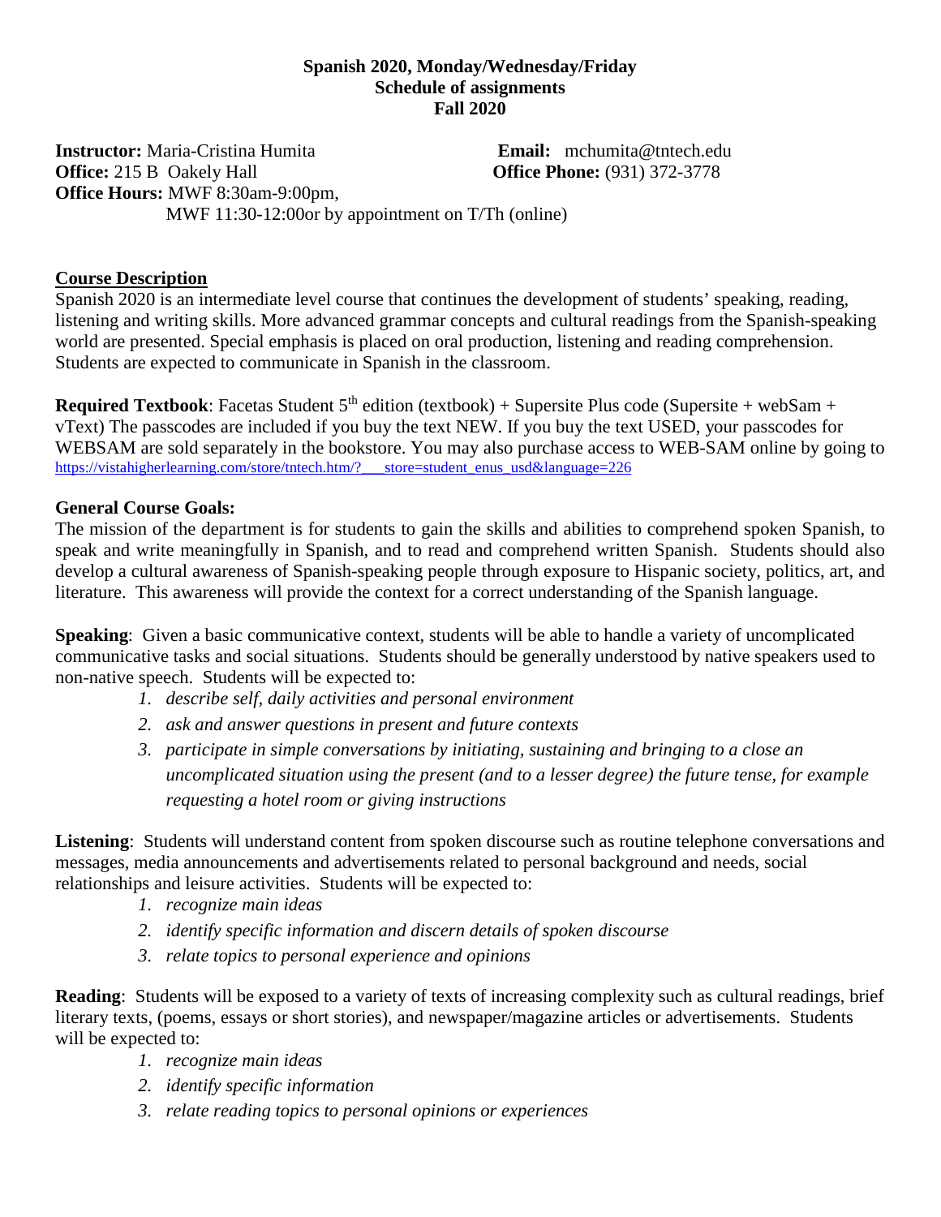**Spanish 2020, Monday/Wednesday/Friday**
**Schedule of assignments**
**Fall 2020**

**Instructor:** Maria-Cristina Humita **Email:** mchumita@tntech.edu
**Office:** 215 B Oakely Hall **Office Phone:** (931) 372-3778
**Office Hours:** MWF 8:30am-9:00pm,
MWF 11:30-12:00or by appointment on T/Th (online)

## Course Description

Spanish 2020 is an intermediate level course that continues the development of students' speaking, reading, listening and writing skills. More advanced grammar concepts and cultural readings from the Spanish-speaking world are presented. Special emphasis is placed on oral production, listening and reading comprehension. Students are expected to communicate in Spanish in the classroom.

**Required Textbook**: Facetas Student 5th edition (textbook) + Supersite Plus code (Supersite + webSam + vText) The passcodes are included if you buy the text NEW. If you buy the text USED, your passcodes for WEBSAM are sold separately in the bookstore. You may also purchase access to WEB-SAM online by going to https://vistahigherlearning.com/store/tntech.htm/?___store=student_enus_usd&language=226

**General Course Goals:**
The mission of the department is for students to gain the skills and abilities to comprehend spoken Spanish, to speak and write meaningfully in Spanish, and to read and comprehend written Spanish. Students should also develop a cultural awareness of Spanish-speaking people through exposure to Hispanic society, politics, art, and literature. This awareness will provide the context for a correct understanding of the Spanish language.

**Speaking**: Given a basic communicative context, students will be able to handle a variety of uncomplicated communicative tasks and social situations. Students should be generally understood by native speakers used to non-native speech. Students will be expected to:

1. *describe self, daily activities and personal environment*
2. *ask and answer questions in present and future contexts*
3. *participate in simple conversations by initiating, sustaining and bringing to a close an uncomplicated situation using the present (and to a lesser degree) the future tense, for example requesting a hotel room or giving instructions*

**Listening**: Students will understand content from spoken discourse such as routine telephone conversations and messages, media announcements and advertisements related to personal background and needs, social relationships and leisure activities. Students will be expected to:

1. *recognize main ideas*
2. *identify specific information and discern details of spoken discourse*
3. *relate topics to personal experience and opinions*

**Reading**: Students will be exposed to a variety of texts of increasing complexity such as cultural readings, brief literary texts, (poems, essays or short stories), and newspaper/magazine articles or advertisements. Students will be expected to:

1. *recognize main ideas*
2. *identify specific information*
3. *relate reading topics to personal opinions or experiences*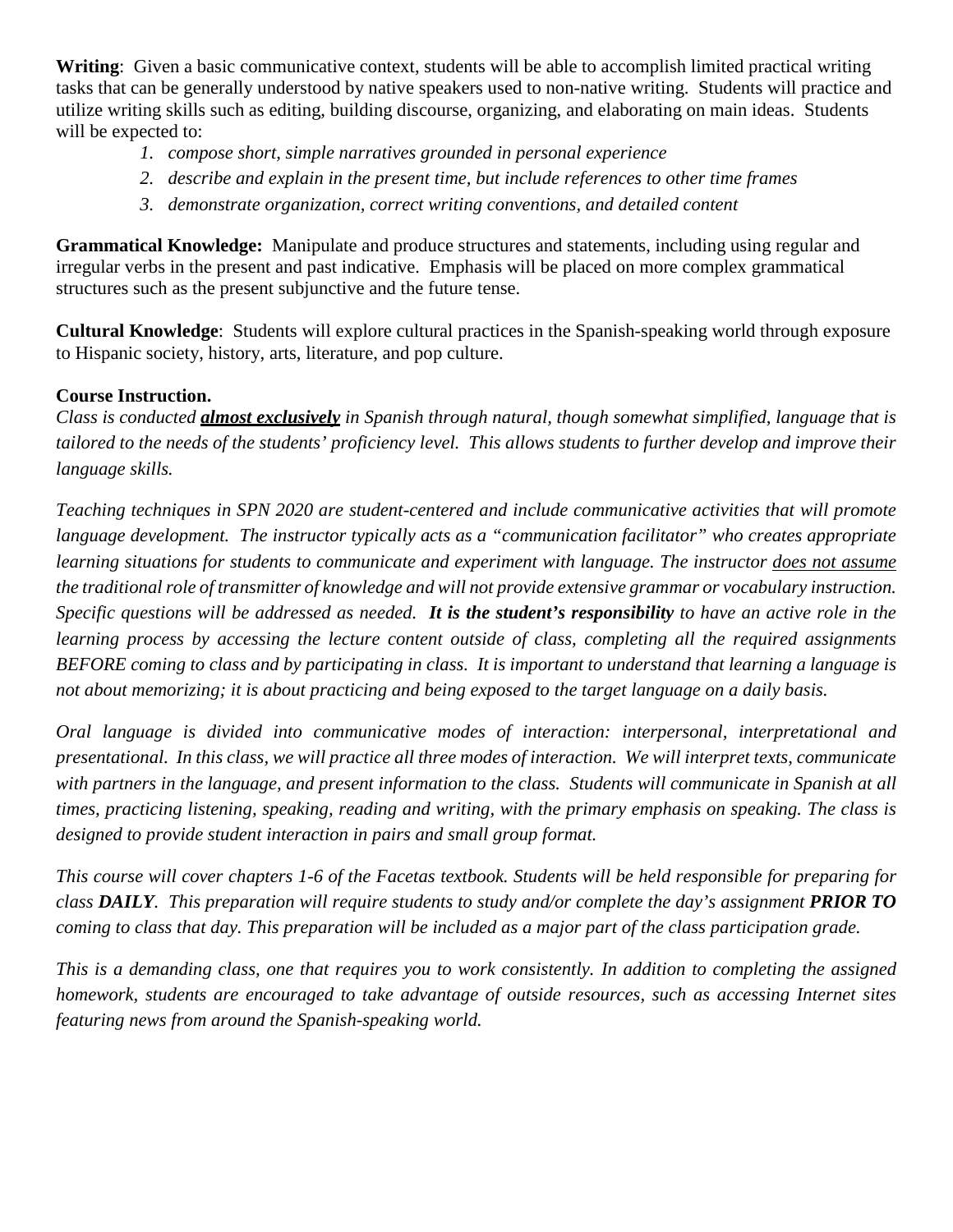**Writing**: Given a basic communicative context, students will be able to accomplish limited practical writing tasks that can be generally understood by native speakers used to non-native writing. Students will practice and utilize writing skills such as editing, building discourse, organizing, and elaborating on main ideas. Students will be expected to:

1. *compose short, simple narratives grounded in personal experience*
2. *describe and explain in the present time, but include references to other time frames*
3. *demonstrate organization, correct writing conventions, and detailed content*

**Grammatical Knowledge:** Manipulate and produce structures and statements, including using regular and irregular verbs in the present and past indicative. Emphasis will be placed on more complex grammatical structures such as the present subjunctive and the future tense.

**Cultural Knowledge**: Students will explore cultural practices in the Spanish-speaking world through exposure to Hispanic society, history, arts, literature, and pop culture.

**Course Instruction.**

*Class is conducted* ***almost exclusively*** *in Spanish through natural, though somewhat simplified, language that is tailored to the needs of the students' proficiency level. This allows students to further develop and improve their language skills.*

*Teaching techniques in SPN 2020 are student-centered and include communicative activities that will promote language development. The instructor typically acts as a "communication facilitator" who creates appropriate learning situations for students to communicate and experiment with language. The instructor does not assume the traditional role of transmitter of knowledge and will not provide extensive grammar or vocabulary instruction. Specific questions will be addressed as needed.* ***It is the student's responsibility*** *to have an active role in the learning process by accessing the lecture content outside of class, completing all the required assignments BEFORE coming to class and by participating in class. It is important to understand that learning a language is not about memorizing; it is about practicing and being exposed to the target language on a daily basis.*

*Oral language is divided into communicative modes of interaction: interpersonal, interpretational and presentational. In this class, we will practice all three modes of interaction. We will interpret texts, communicate with partners in the language, and present information to the class. Students will communicate in Spanish at all times, practicing listening, speaking, reading and writing, with the primary emphasis on speaking. The class is designed to provide student interaction in pairs and small group format.*

*This course will cover chapters 1-6 of the Facetas textbook. Students will be held responsible for preparing for class* ***DAILY****. This preparation will require students to study and/or complete the day's assignment* ***PRIOR TO*** *coming to class that day. This preparation will be included as a major part of the class participation grade.*

*This is a demanding class, one that requires you to work consistently. In addition to completing the assigned homework, students are encouraged to take advantage of outside resources, such as accessing Internet sites featuring news from around the Spanish-speaking world.*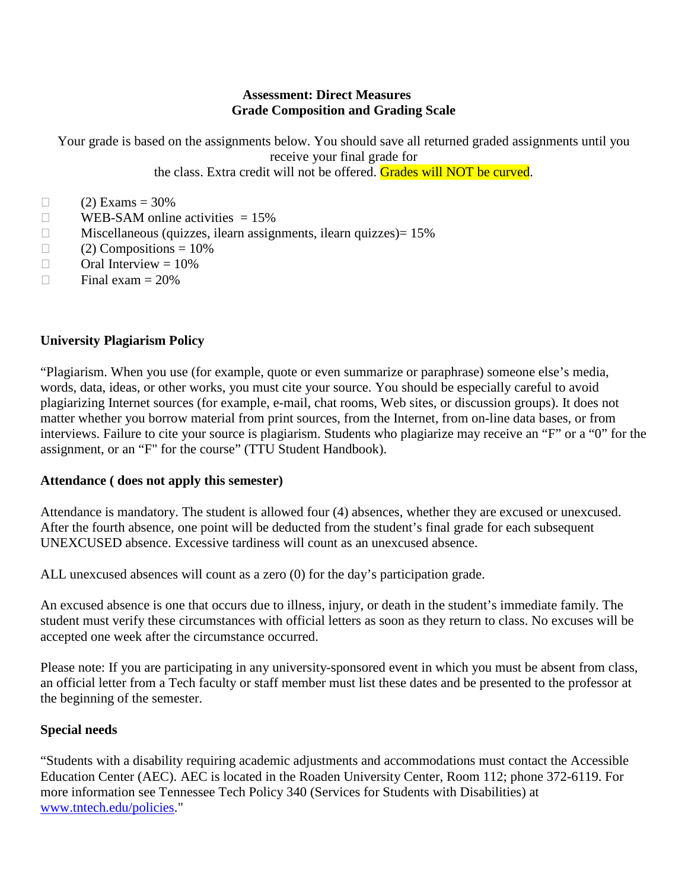**Assessment: Direct Measures**
**Grade Composition and Grading Scale**

Your grade is based on the assignments below. You should save all returned graded assignments until you receive your final grade for the class. Extra credit will not be offered. Grades will NOT be curved.

- (2) Exams = 30%
- WEB-SAM online activities = 15%
- Miscellaneous (quizzes, ilearn assignments, ilearn quizzes)= 15%
- (2) Compositions = 10%
- Oral Interview = 10%
- Final exam = 20%

**University Plagiarism Policy**

"Plagiarism. When you use (for example, quote or even summarize or paraphrase) someone else's media, words, data, ideas, or other works, you must cite your source. You should be especially careful to avoid plagiarizing Internet sources (for example, e-mail, chat rooms, Web sites, or discussion groups). It does not matter whether you borrow material from print sources, from the Internet, from on-line data bases, or from interviews. Failure to cite your source is plagiarism. Students who plagiarize may receive an "F" or a "0" for the assignment, or an "F" for the course" (TTU Student Handbook).

**Attendance ( does not apply this semester)**

Attendance is mandatory. The student is allowed four (4) absences, whether they are excused or unexcused. After the fourth absence, one point will be deducted from the student's final grade for each subsequent UNEXCUSED absence. Excessive tardiness will count as an unexcused absence.

ALL unexcused absences will count as a zero (0) for the day's participation grade.

An excused absence is one that occurs due to illness, injury, or death in the student's immediate family. The student must verify these circumstances with official letters as soon as they return to class. No excuses will be accepted one week after the circumstance occurred.

Please note: If you are participating in any university-sponsored event in which you must be absent from class, an official letter from a Tech faculty or staff member must list these dates and be presented to the professor at the beginning of the semester.

**Special needs**

"Students with a disability requiring academic adjustments and accommodations must contact the Accessible Education Center (AEC). AEC is located in the Roaden University Center, Room 112; phone 372-6119. For more information see Tennessee Tech Policy 340 (Services for Students with Disabilities) at [www.tntech.edu/policies](www.tntech.edu/policies)."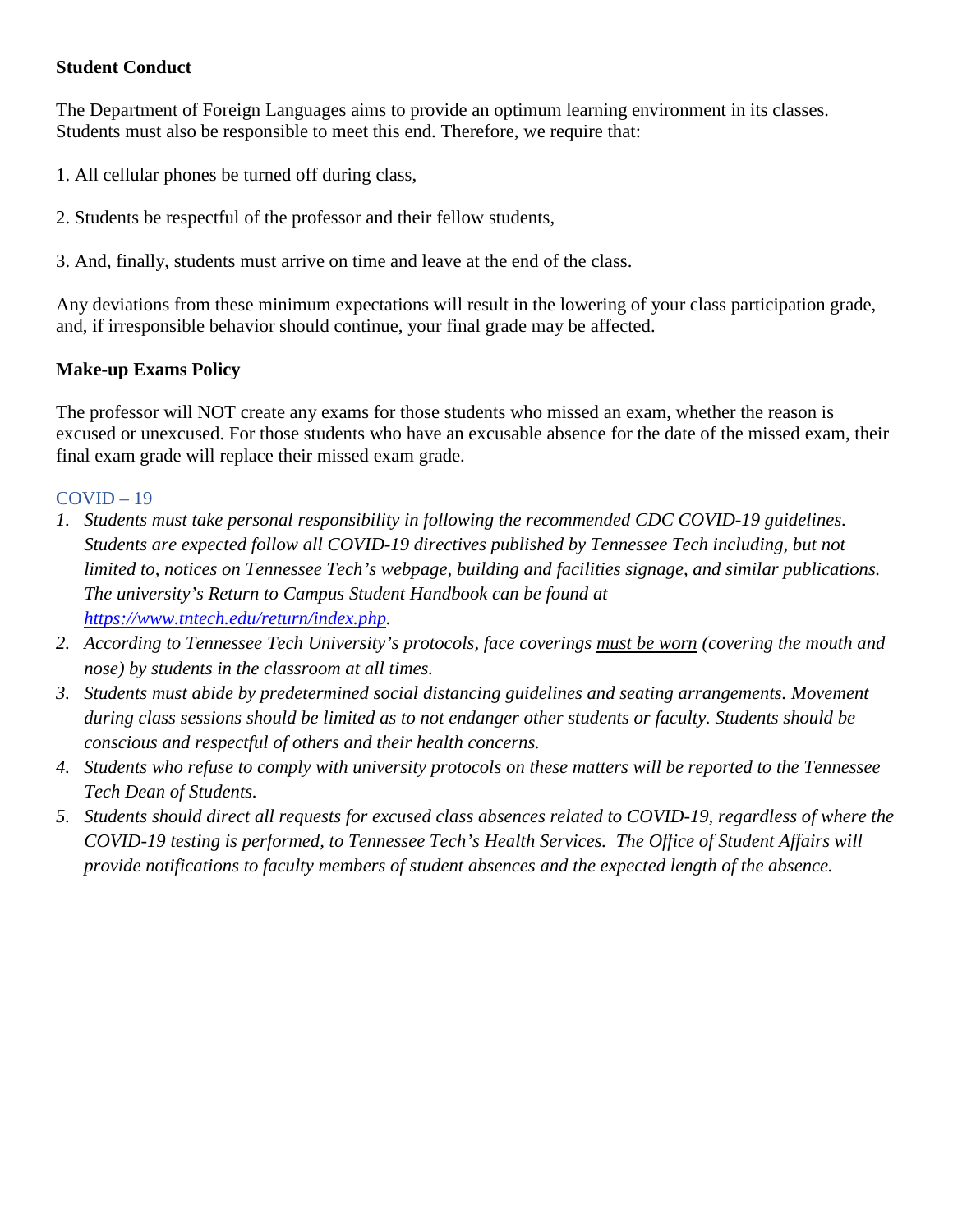**Student Conduct**

The Department of Foreign Languages aims to provide an optimum learning environment in its classes. Students must also be responsible to meet this end. Therefore, we require that:

1. All cellular phones be turned off during class,

2. Students be respectful of the professor and their fellow students,

3. And, finally, students must arrive on time and leave at the end of the class.

Any deviations from these minimum expectations will result in the lowering of your class participation grade, and, if irresponsible behavior should continue, your final grade may be affected.

**Make-up Exams Policy**

The professor will NOT create any exams for those students who missed an exam, whether the reason is excused or unexcused. For those students who have an excusable absence for the date of the missed exam, their final exam grade will replace their missed exam grade.

COVID – 19

1. *Students must take personal responsibility in following the recommended CDC COVID-19 guidelines. Students are expected follow all COVID-19 directives published by Tennessee Tech including, but not limited to, notices on Tennessee Tech's webpage, building and facilities signage, and similar publications. The university's Return to Campus Student Handbook can be found at [https://www.tntech.edu/return/index.php](https://www.tntech.edu/return/index.php).*
2. *According to Tennessee Tech University's protocols, face coverings must be worn (covering the mouth and nose) by students in the classroom at all times.*
3. *Students must abide by predetermined social distancing guidelines and seating arrangements. Movement during class sessions should be limited as to not endanger other students or faculty. Students should be conscious and respectful of others and their health concerns.*
4. *Students who refuse to comply with university protocols on these matters will be reported to the Tennessee Tech Dean of Students.*
5. *Students should direct all requests for excused class absences related to COVID-19, regardless of where the COVID-19 testing is performed, to Tennessee Tech's Health Services. The Office of Student Affairs will provide notifications to faculty members of student absences and the expected length of the absence.*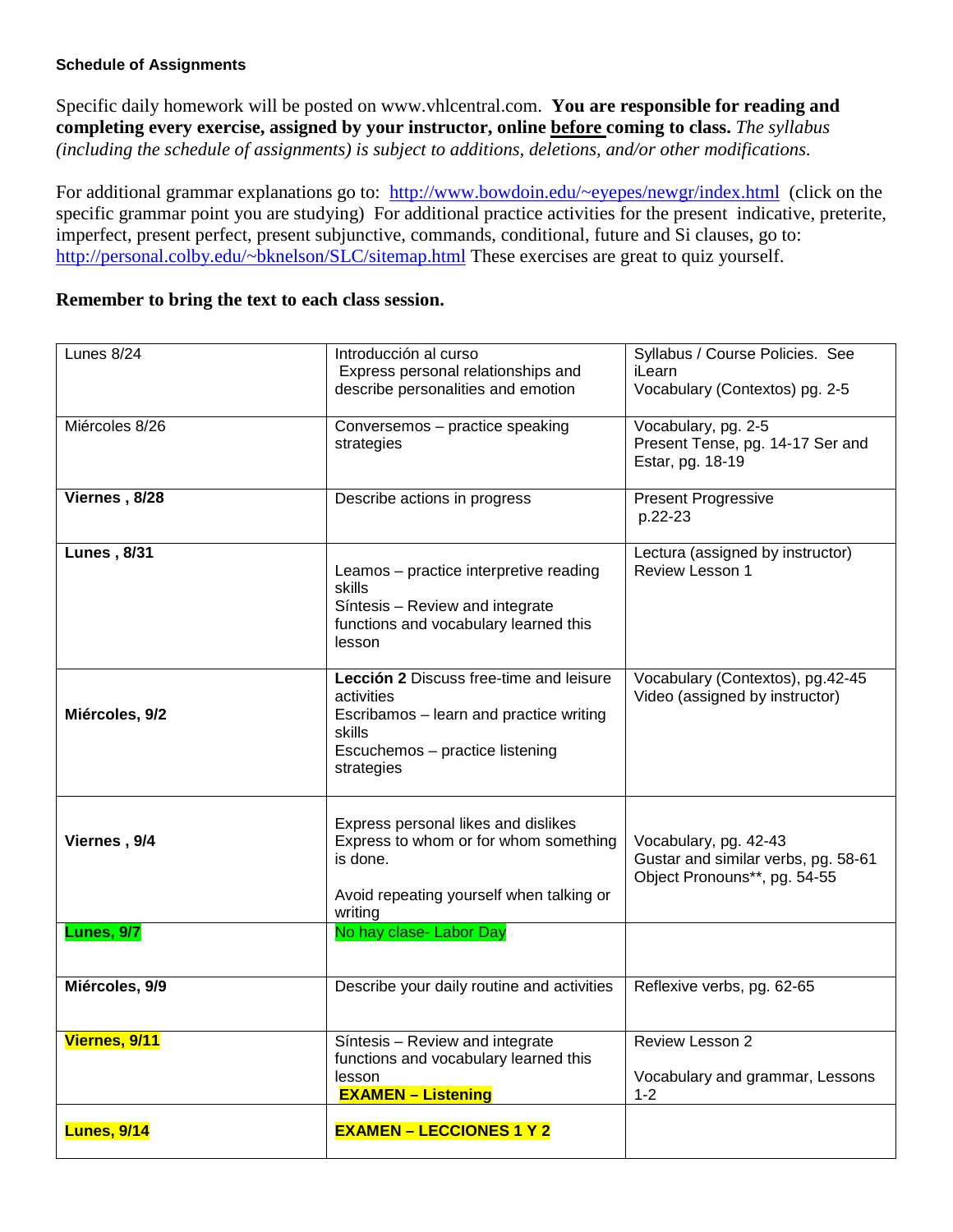**Schedule of Assignments**

Specific daily homework will be posted on www.vhlcentral.com. **You are responsible for reading and completing every exercise, assigned by your instructor, online before coming to class.** *The syllabus (including the schedule of assignments) is subject to additions, deletions, and/or other modifications.*

For additional grammar explanations go to: http://www.bowdoin.edu/~eyepes/newgr/index.html (click on the specific grammar point you are studying) For additional practice activities for the present indicative, preterite, imperfect, present perfect, present subjunctive, commands, conditional, future and Si clauses, go to: http://personal.colby.edu/~bknelson/SLC/sitemap.html These exercises are great to quiz yourself.

**Remember to bring the text to each class session.**

| | | |
|---|---|---|
| Lunes 8/24 | Introducción al curso<br>Express personal relationships and describe personalities and emotion | Syllabus / Course Policies. See iLearn<br>Vocabulary (Contextos) pg. 2-5 |
| Miércoles 8/26 | Conversemos – practice speaking strategies | Vocabulary, pg. 2-5<br>Present Tense, pg. 14-17 Ser and Estar, pg. 18-19 |
| **Viernes , 8/28** | Describe actions in progress | Present Progressive p.22-23 |
| **Lunes , 8/31** | Leamos – practice interpretive reading skills<br>Síntesis – Review and integrate functions and vocabulary learned this lesson | Lectura (assigned by instructor)<br>Review Lesson 1 |
| **Miércoles, 9/2** | **Lección 2** Discuss free-time and leisure activities<br>Escribamos – learn and practice writing skills<br>Escuchemos – practice listening strategies | Vocabulary (Contextos), pg.42-45<br>Video (assigned by instructor) |
| **Viernes , 9/4** | Express personal likes and dislikes<br>Express to whom or for whom something is done.<br><br>Avoid repeating yourself when talking or writing | Vocabulary, pg. 42-43<br>Gustar and similar verbs, pg. 58-61<br>Object Pronouns**, pg. 54-55 |
| **Lunes, 9/7** | No hay clase- Labor Day | |
| **Miércoles, 9/9** | Describe your daily routine and activities | Reflexive verbs, pg. 62-65 |
| **Viernes, 9/11** | Síntesis – Review and integrate functions and vocabulary learned this lesson<br>**EXAMEN – Listening** | Review Lesson 2<br><br>Vocabulary and grammar, Lessons 1-2 |
| **Lunes, 9/14** | **EXAMEN – LECCIONES 1 Y 2** | |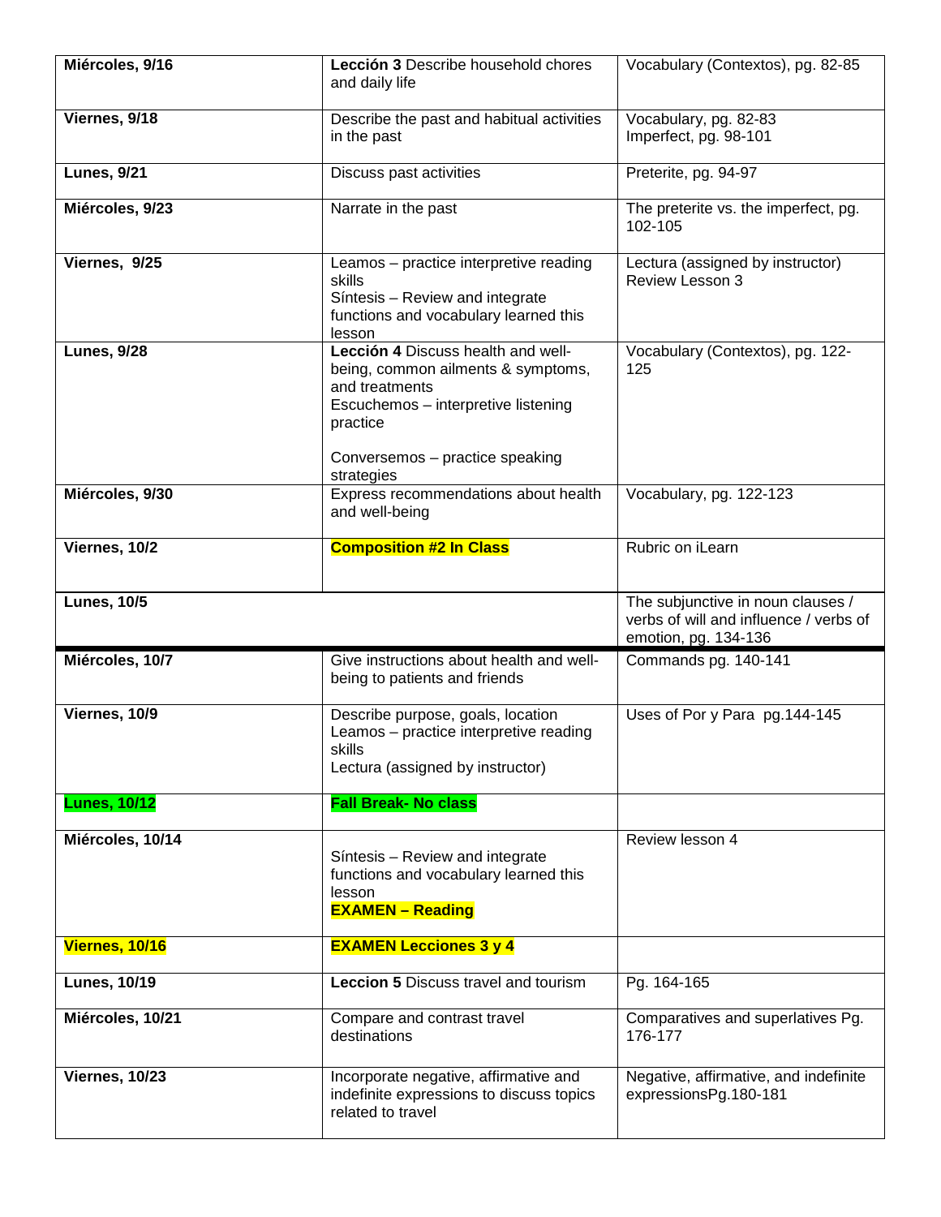| | | |
|---|---|---|
| **Miércoles, 9/16** | **Lección 3** Describe household chores and daily life | Vocabulary (Contextos), pg. 82-85 |
| **Viernes, 9/18** | Describe the past and habitual activities in the past | Vocabulary, pg. 82-83<br>Imperfect, pg. 98-101 |
| **Lunes, 9/21** | Discuss past activities | Preterite, pg. 94-97 |
| **Miércoles, 9/23** | Narrate in the past | The preterite vs. the imperfect, pg. 102-105 |
| **Viernes, 9/25** | Leamos – practice interpretive reading skills<br>Síntesis – Review and integrate functions and vocabulary learned this lesson | Lectura (assigned by instructor)<br>Review Lesson 3 |
| **Lunes, 9/28** | **Lección 4** Discuss health and well-being, common ailments & symptoms, and treatments<br>Escuchemos – interpretive listening practice<br><br>Conversemos – practice speaking strategies | Vocabulary (Contextos), pg. 122-125 |
| **Miércoles, 9/30** | Express recommendations about health and well-being | Vocabulary, pg. 122-123 |
| **Viernes, 10/2** | **Composition #2 In Class** | Rubric on iLearn |
| **Lunes, 10/5** | | The subjunctive in noun clauses / verbs of will and influence / verbs of emotion, pg. 134-136 |
| **Miércoles, 10/7** | Give instructions about health and well-being to patients and friends | Commands pg. 140-141 |
| **Viernes, 10/9** | Describe purpose, goals, location<br>Leamos – practice interpretive reading skills<br>Lectura (assigned by instructor) | Uses of Por y Para pg.144-145 |
| **Lunes, 10/12** | **Fall Break- No class** | |
| **Miércoles, 10/14** | Síntesis – Review and integrate functions and vocabulary learned this lesson<br>**EXAMEN – Reading** | Review lesson 4 |
| **Viernes, 10/16** | **EXAMEN Lecciones 3 y 4** | |
| **Lunes, 10/19** | **Leccion 5** Discuss travel and tourism | Pg. 164-165 |
| **Miércoles, 10/21** | Compare and contrast travel destinations | Comparatives and superlatives Pg. 176-177 |
| **Viernes, 10/23** | Incorporate negative, affirmative and indefinite expressions to discuss topics related to travel | Negative, affirmative, and indefinite expressionsPg.180-181 |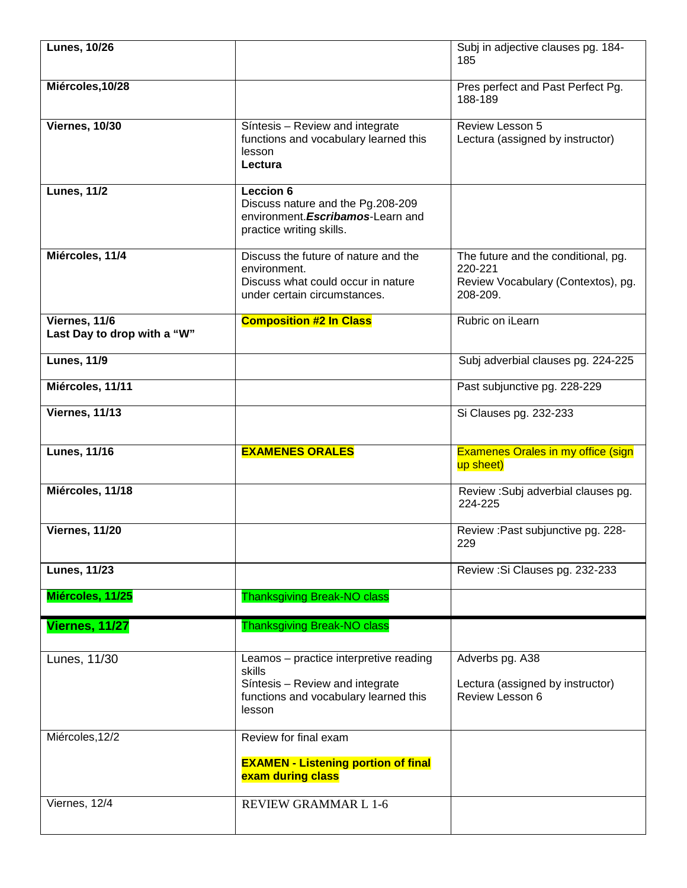| | | |
|---|---|---|
| **Lunes, 10/26** | | Subj in adjective clauses pg. 184-185 |
| **Miércoles,10/28** | | Pres perfect and Past Perfect Pg. 188-189 |
| **Viernes, 10/30** | Síntesis – Review and integrate functions and vocabulary learned this lesson **Lectura** | Review Lesson 5 Lectura (assigned by instructor) |
| **Lunes, 11/2** | **Leccion 6** Discuss nature and the Pg.208-209 environment.***Escribamos***-Learn and practice writing skills. | |
| **Miércoles, 11/4** | Discuss the future of nature and the environment. Discuss what could occur in nature under certain circumstances. | The future and the conditional, pg. 220-221 Review Vocabulary (Contextos), pg. 208-209. |
| **Viernes, 11/6 Last Day to drop with a "W"** | **Composition #2 In Class** | Rubric on iLearn |
| **Lunes, 11/9** | | Subj adverbial clauses pg. 224-225 |
| **Miércoles, 11/11** | | Past subjunctive pg. 228-229 |
| **Viernes, 11/13** | | Si Clauses pg. 232-233 |
| **Lunes, 11/16** | **EXAMENES ORALES** | Examenes Orales in my office (sign up sheet) |
| **Miércoles, 11/18** | | Review :Subj adverbial clauses pg. 224-225 |
| **Viernes, 11/20** | | Review :Past subjunctive pg. 228-229 |
| **Lunes, 11/23** | | Review :Si Clauses pg. 232-233 |
| **Miércoles, 11/25** | Thanksgiving Break-NO class | |
| **Viernes, 11/27** | Thanksgiving Break-NO class | |
| Lunes, 11/30 | Leamos – practice interpretive reading skills Síntesis – Review and integrate functions and vocabulary learned this lesson | Adverbs pg. A38 Lectura (assigned by instructor) Review Lesson 6 |
| Miércoles,12/2 | Review for final exam **EXAMEN - Listening portion of final exam during class** | |
| Viernes, 12/4 | REVIEW GRAMMAR L 1-6 | |